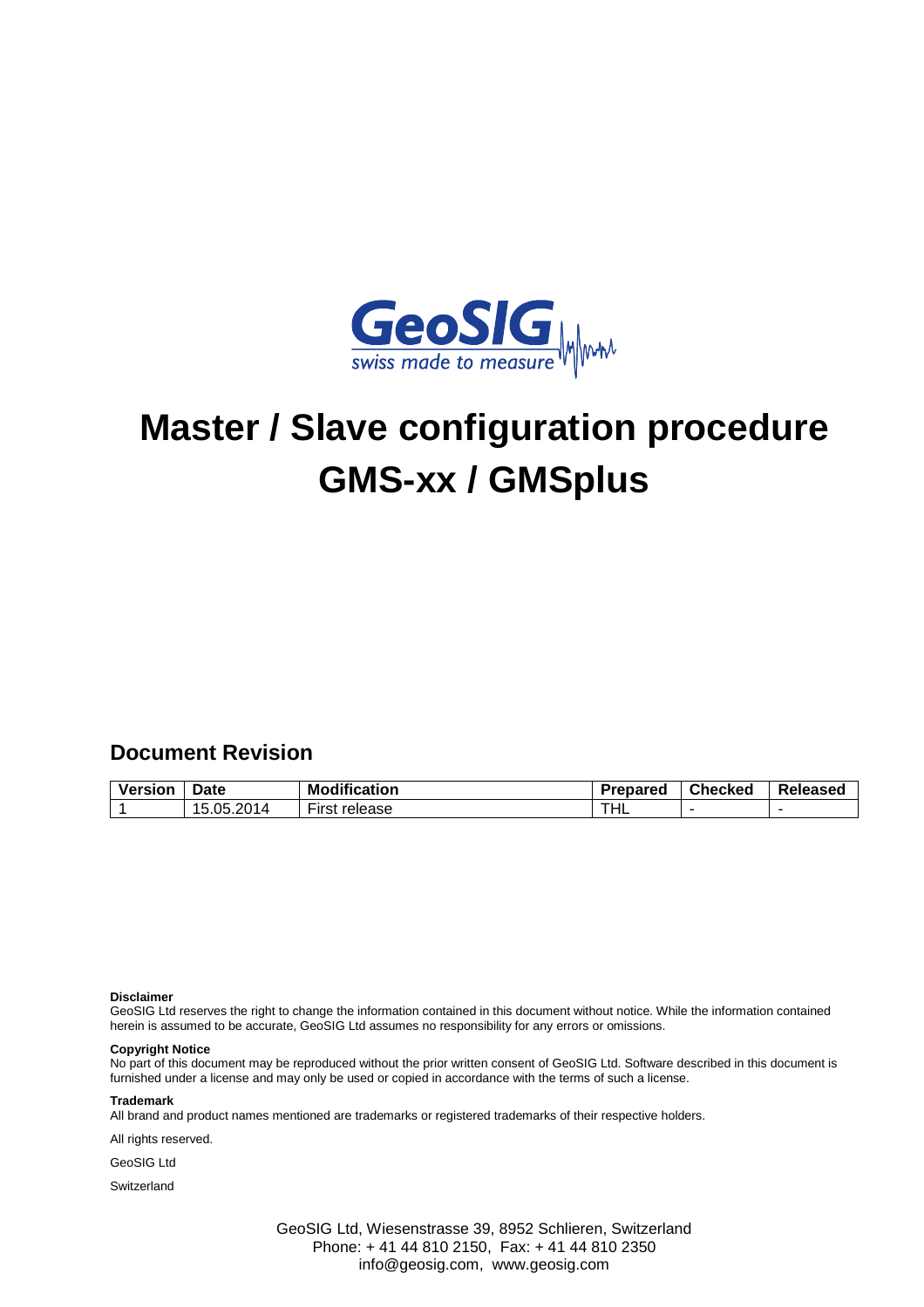GeoSIG
swiss made to measure

# Master / Slave configuration procedure GMS-xx / GMSplus

## Document Revision

| Version | Date | Modification | Prepared | Checked | Released |
|---|---|---|---|---|---|
| 1 | 15.05.2014 | First release | THL | - | - |

**Disclaimer**
GeoSIG Ltd reserves the right to change the information contained in this document without notice. While the information contained herein is assumed to be accurate, GeoSIG Ltd assumes no responsibility for any errors or omissions.

**Copyright Notice**
No part of this document may be reproduced without the prior written consent of GeoSIG Ltd. Software described in this document is furnished under a license and may only be used or copied in accordance with the terms of such a license.

**Trademark**
All brand and product names mentioned are trademarks or registered trademarks of their respective holders.

All rights reserved.

GeoSIG Ltd

Switzerland

GeoSIG Ltd, Wiesenstrasse 39, 8952 Schlieren, Switzerland
Phone: + 41 44 810 2150, Fax: + 41 44 810 2350
info@geosig.com, www.geosig.com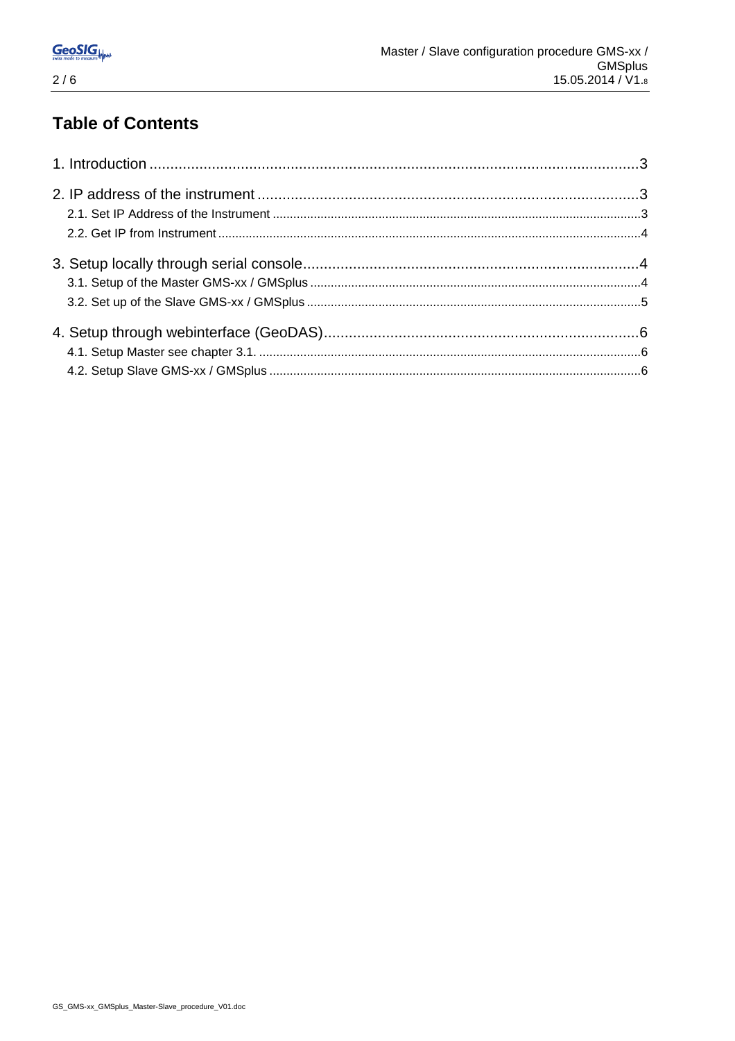## Table of Contents

1. Introduction ..................................................................................................................3

2. IP address of the instrument ..........................................................................................3

2.1. Set IP Address of the Instrument ..........................................................................................3

2.2. Get IP from Instrument ..........................................................................................................4

3. Setup locally through serial console................................................................................4

3.1. Setup of the Master GMS-xx / GMSplus ................................................................................4

3.2. Set up of the Slave GMS-xx / GMSplus ..................................................................................5

4. Setup through webinterface (GeoDAS)............................................................................6

4.1. Setup Master see chapter 3.1. ..............................................................................................6

4.2. Setup Slave GMS-xx / GMSplus ............................................................................................6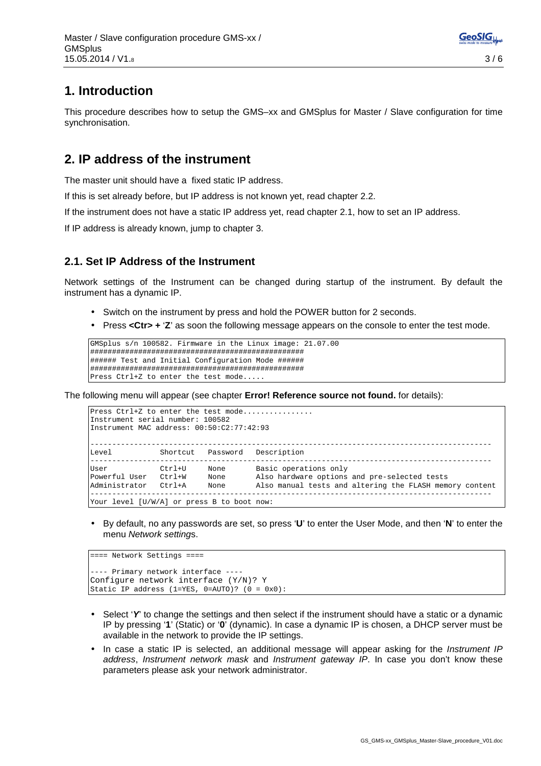# 1. Introduction

This procedure describes how to setup the GMS–xx and GMSplus for Master / Slave configuration for time synchronisation.

# 2. IP address of the instrument

The master unit should have a fixed static IP address.

If this is set already before, but IP address is not known yet, read chapter 2.2.

If the instrument does not have a static IP address yet, read chapter 2.1, how to set an IP address.

If IP address is already known, jump to chapter 3.

## 2.1. Set IP Address of the Instrument

Network settings of the Instrument can be changed during startup of the instrument. By default the instrument has a dynamic IP.

- Switch on the instrument by press and hold the POWER button for 2 seconds.
- Press **<Ctr> +** '**Z**' as soon the following message appears on the console to enter the test mode.

```
GMSplus s/n 100582. Firmware in the Linux image: 21.07.00
##################################################
###### Test and Initial Configuration Mode ######
##################################################
Press Ctrl+Z to enter the test mode.....
```

The following menu will appear (see chapter **Error! Reference source not found.** for details):

```
Press Ctrl+Z to enter the test mode................
Instrument serial number: 100582
Instrument MAC address: 00:50:C2:77:42:93

------------------------------------------------------------------------------------------
Level           Shortcut  Password  Description
------------------------------------------------------------------------------------------
User            Ctrl+U    None      Basic operations only
Powerful User   Ctrl+W    None      Also hardware options and pre-selected tests
Administrator   Ctrl+A    None      Also manual tests and altering the FLASH memory content
------------------------------------------------------------------------------------------
Your level [U/W/A] or press B to boot now:
```

- By default, no any passwords are set, so press '**U**' to enter the User Mode, and then '**N**' to enter the menu *Network settings*.

```
==== Network Settings ====

---- Primary network interface ----
Configure network interface (Y/N)? Y
Static IP address (1=YES, 0=AUTO)? (0 = 0x0):
```

- Select '***Y***' to change the settings and then select if the instrument should have a static or a dynamic IP by pressing '**1**' (Static) or '**0**' (dynamic). In case a dynamic IP is chosen, a DHCP server must be available in the network to provide the IP settings.
- In case a static IP is selected, an additional message will appear asking for the *Instrument IP address*, *Instrument network mask* and *Instrument gateway IP*. In case you don't know these parameters please ask your network administrator.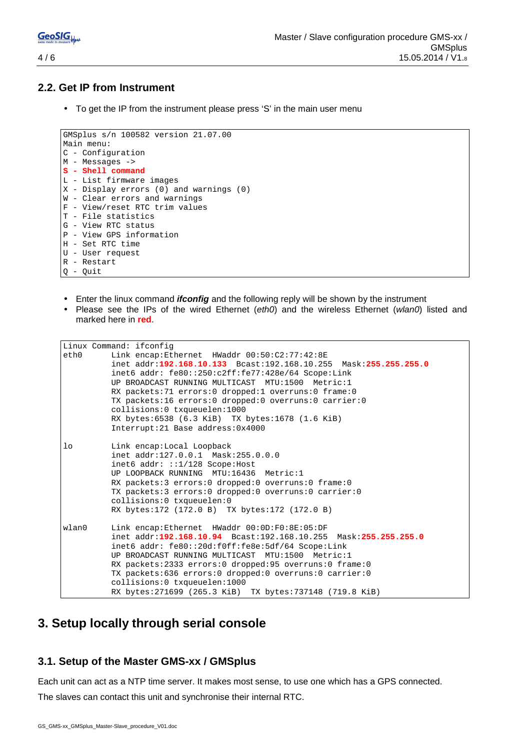## 2.2. Get IP from Instrument

- To get the IP from the instrument please press 'S' in the main user menu

```
GMSplus s/n 100582 version 21.07.00
Main menu:
C - Configuration
M - Messages ->
S - Shell command
L - List firmware images
X - Display errors (0) and warnings (0)
W - Clear errors and warnings
F - View/reset RTC trim values
T - File statistics
G - View RTC status
P - View GPS information
H - Set RTC time
U - User request
R - Restart
Q - Quit
```

- Enter the linux command ***ifconfig*** and the following reply will be shown by the instrument
- Please see the IPs of the wired Ethernet (*eth0*) and the wireless Ethernet (*wlan0*) listed and marked here in **red**.

```
Linux Command: ifconfig
eth0      Link encap:Ethernet  HWaddr 00:50:C2:77:42:8E
          inet addr:192.168.10.133  Bcast:192.168.10.255  Mask:255.255.255.0
          inet6 addr: fe80::250:c2ff:fe77:428e/64 Scope:Link
          UP BROADCAST RUNNING MULTICAST  MTU:1500  Metric:1
          RX packets:71 errors:0 dropped:1 overruns:0 frame:0
          TX packets:16 errors:0 dropped:0 overruns:0 carrier:0
          collisions:0 txqueuelen:1000
          RX bytes:6538 (6.3 KiB)  TX bytes:1678 (1.6 KiB)
          Interrupt:21 Base address:0x4000

lo        Link encap:Local Loopback
          inet addr:127.0.0.1  Mask:255.0.0.0
          inet6 addr: ::1/128 Scope:Host
          UP LOOPBACK RUNNING  MTU:16436  Metric:1
          RX packets:3 errors:0 dropped:0 overruns:0 frame:0
          TX packets:3 errors:0 dropped:0 overruns:0 carrier:0
          collisions:0 txqueuelen:0
          RX bytes:172 (172.0 B)  TX bytes:172 (172.0 B)

wlan0     Link encap:Ethernet  HWaddr 00:0D:F0:8E:05:DF
          inet addr:192.168.10.94  Bcast:192.168.10.255  Mask:255.255.255.0
          inet6 addr: fe80::20d:f0ff:fe8e:5df/64 Scope:Link
          UP BROADCAST RUNNING MULTICAST  MTU:1500  Metric:1
          RX packets:2333 errors:0 dropped:95 overruns:0 frame:0
          TX packets:636 errors:0 dropped:0 overruns:0 carrier:0
          collisions:0 txqueuelen:1000
          RX bytes:271699 (265.3 KiB)  TX bytes:737148 (719.8 KiB)
```

# 3. Setup locally through serial console

## 3.1. Setup of the Master GMS-xx / GMSplus

Each unit can act as a NTP time server. It makes most sense, to use one which has a GPS connected.

The slaves can contact this unit and synchronise their internal RTC.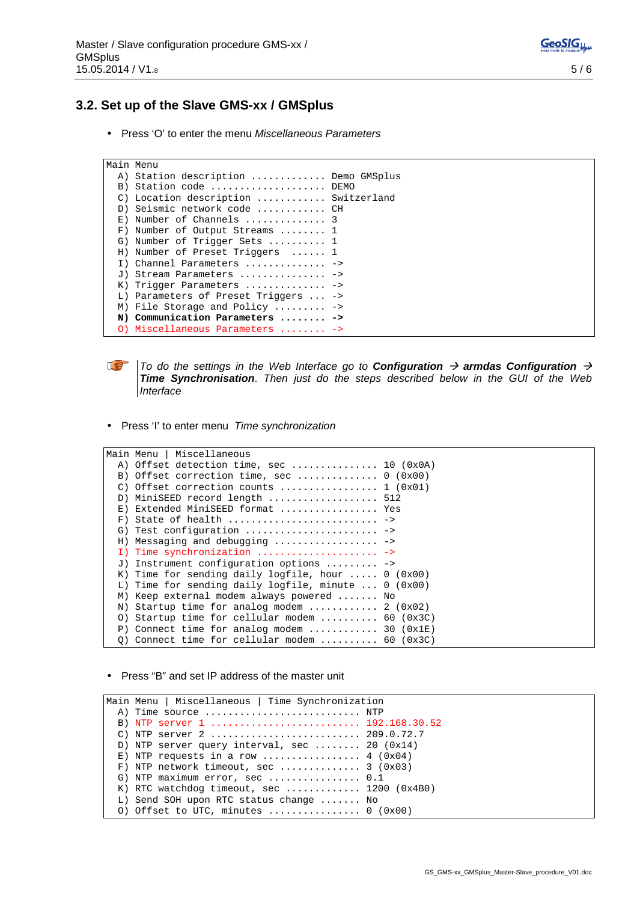## 3.2. Set up of the Slave GMS-xx / GMSplus

- Press ‘O’ to enter the menu *Miscellaneous Parameters*

```
Main Menu
  A) Station description ............. Demo GMSplus
  B) Station code .................... DEMO
  C) Location description ............ Switzerland
  D) Seismic network code ............ CH
  E) Number of Channels .............. 3
  F) Number of Output Streams ........ 1
  G) Number of Trigger Sets .......... 1
  H) Number of Preset Triggers  ...... 1
  I) Channel Parameters .............. ->
  J) Stream Parameters ............... ->
  K) Trigger Parameters .............. ->
  L) Parameters of Preset Triggers ... ->
  M) File Storage and Policy ......... ->
  N) Communication Parameters ........ ->
  O) Miscellaneous Parameters ........ ->
```

*To do the settings in the Web Interface go to* ***Configuration → armdas Configuration → Time Synchronisation****. Then just do the steps described below in the GUI of the Web Interface*

- Press ‘I’ to enter menu *Time synchronization*

```
Main Menu | Miscellaneous
  A) Offset detection time, sec ............... 10 (0x0A)
  B) Offset correction time, sec .............. 0 (0x00)
  C) Offset correction counts ................. 1 (0x01)
  D) MiniSEED record length ................... 512
  E) Extended MiniSEED format ................. Yes
  F) State of health ........................... ->
  G) Test configuration ....................... ->
  H) Messaging and debugging .................. ->
  I) Time synchronization ..................... ->
  J) Instrument configuration options ......... ->
  K) Time for sending daily logfile, hour ..... 0 (0x00)
  L) Time for sending daily logfile, minute ... 0 (0x00)
  M) Keep external modem always powered ....... No
  N) Startup time for analog modem ............ 2 (0x02)
  O) Startup time for cellular modem .......... 60 (0x3C)
  P) Connect time for analog modem ............ 30 (0x1E)
  Q) Connect time for cellular modem .......... 60 (0x3C)
```

- Press “B” and set IP address of the master unit

```
Main Menu | Miscellaneous | Time Synchronization
  A) Time source ........................... NTP
  B) NTP server 1 .......................... 192.168.30.52
  C) NTP server 2 .......................... 209.0.72.7
  D) NTP server query interval, sec ........ 20 (0x14)
  E) NTP requests in a row ................. 4 (0x04)
  F) NTP network timeout, sec .............. 3 (0x03)
  G) NTP maximum error, sec ................ 0.1
  K) RTC watchdog timeout, sec ............. 1200 (0x4B0)
  L) Send SOH upon RTC status change ....... No
  O) Offset to UTC, minutes ................ 0 (0x00)
```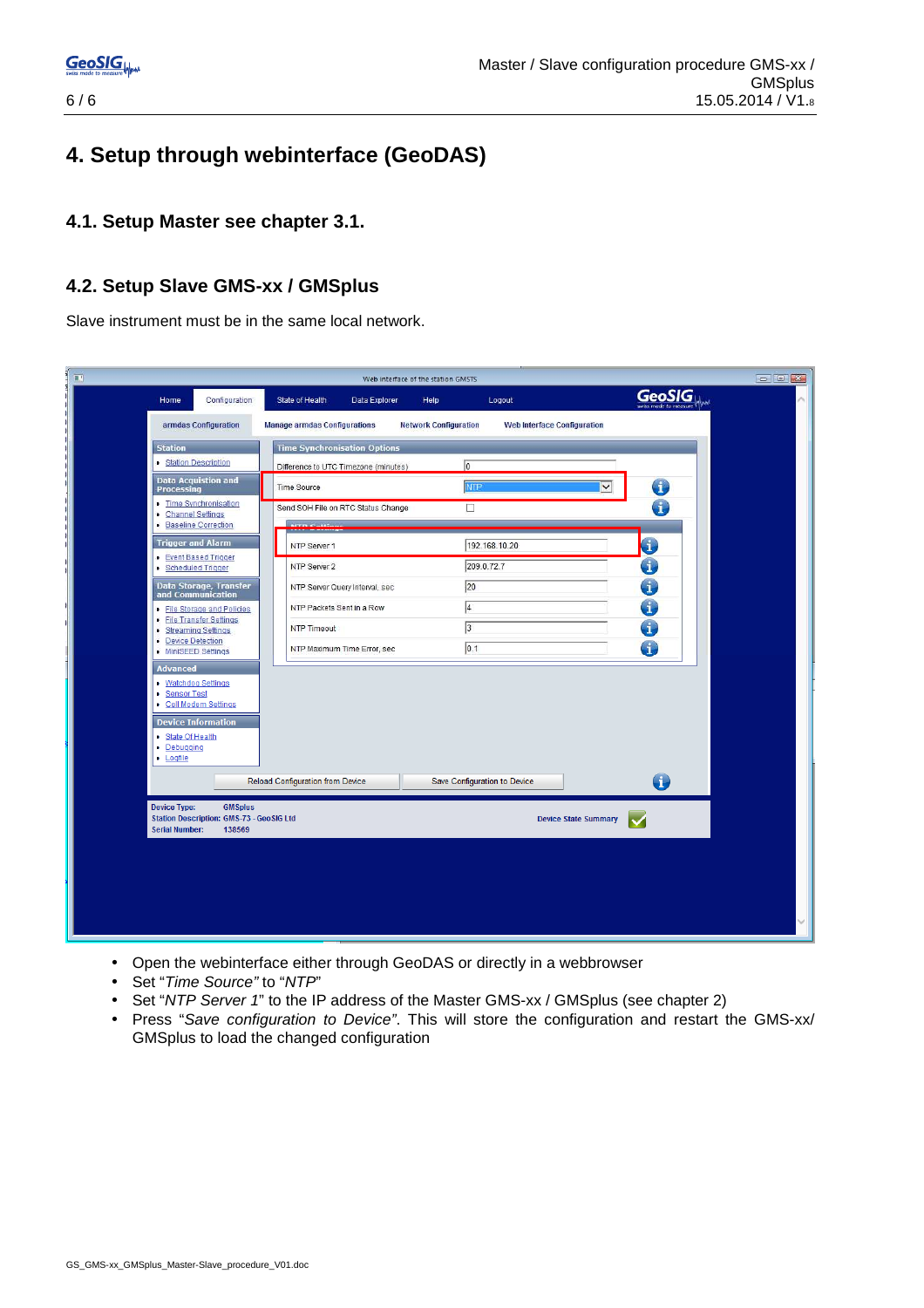# 4. Setup through webinterface (GeoDAS)

## 4.1. Setup Master see chapter 3.1.

## 4.2. Setup Slave GMS-xx / GMSplus

Slave instrument must be in the same local network.

- Open the webinterface either through GeoDAS or directly in a webbrowser
- Set "*Time Source"* to "*NTP*"
- Set "*NTP Server 1*" to the IP address of the Master GMS-xx / GMSplus (see chapter 2)
- Press "*Save configuration to Device"*. This will store the configuration and restart the GMS-xx/ GMSplus to load the changed configuration